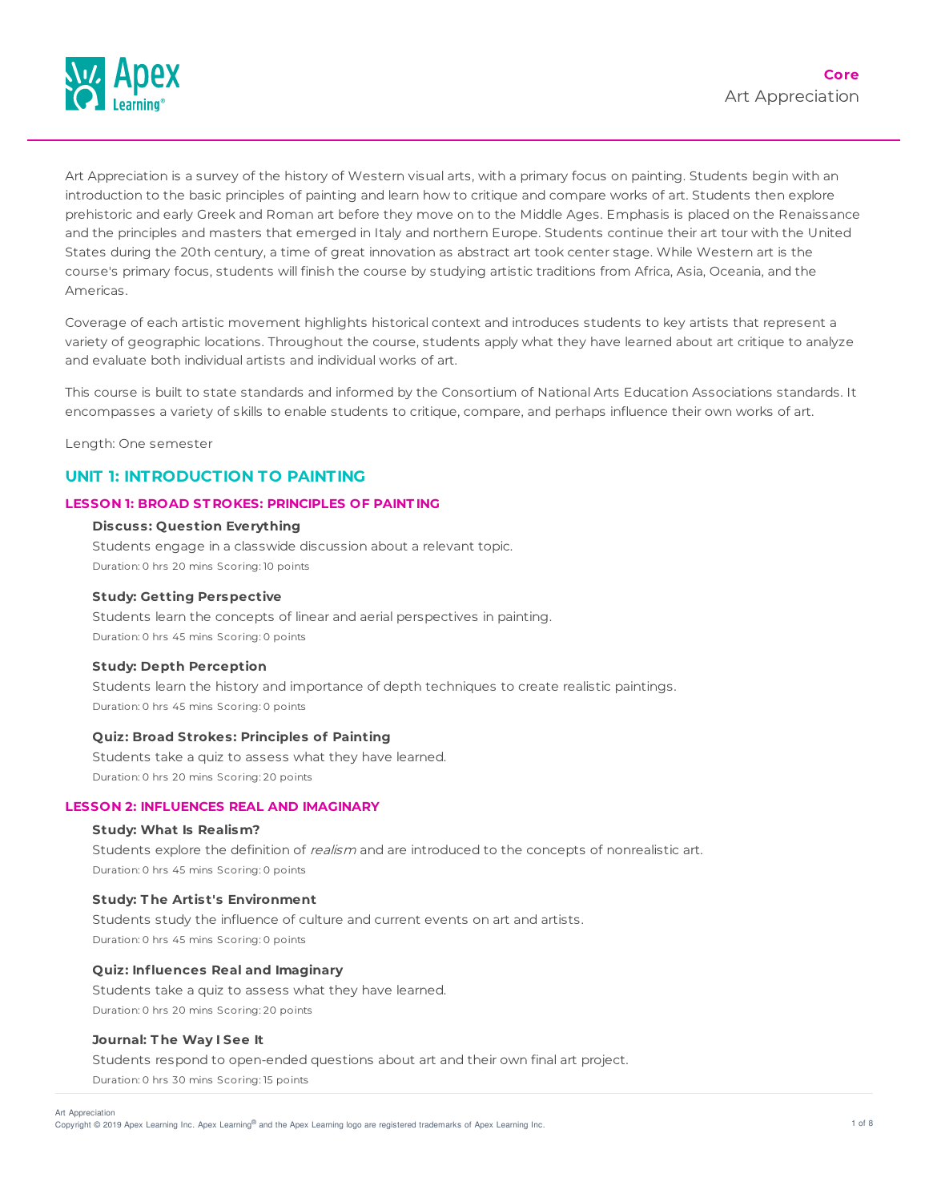**Core**

# Art Appreciation

Art Appreciation is a survey of the history of Western visual arts, with a primary focus on painting. Students begin with an introduction to the basic principles of painting and learn how to critique and compare works of art. Students then explore prehistoric and early Greek and Roman art before they move on to the Middle Ages. Emphasis is placed on the Renaissance and the principles and masters that emerged in Italy and northern Europe. Students continue their art tour with the United States during the 20th century, a time of great innovation as abstract art took center stage. While Western art is the course's primary focus, students will finish the course by studying artistic traditions from Africa, Asia, Oceania, and the Americas.

Coverage of each artistic movement highlights historical context and introduces students to key artists that represent a variety of geographic locations. Throughout the course, students apply what they have learned about art critique to analyze and evaluate both individual artists and individual works of art.

This course is built to state standards and informed by the Consortium of National Arts Education Associations standards. It encompasses a variety of skills to enable students to critique, compare, and perhaps influence their own works of art.

Length: One semester

## UNIT 1: INTRODUCTION TO PAINTING

### LESSON 1: BROAD STROKES: PRINCIPLES OF PAINTING

**Discuss: Question Everything**

Students engage in a classwide discussion about a relevant topic.

Duration: 0 hrs 20 mins Scoring: 10 points

**Study: Getting Perspective**

Students learn the concepts of linear and aerial perspectives in painting.

Duration: 0 hrs 45 mins Scoring: 0 points

**Study: Depth Perception**

Students learn the history and importance of depth techniques to create realistic paintings.

Duration: 0 hrs 45 mins Scoring: 0 points

**Quiz: Broad Strokes: Principles of Painting**

Students take a quiz to assess what they have learned.

Duration: 0 hrs 20 mins Scoring: 20 points

### LESSON 2: INFLUENCES REAL AND IMAGINARY

**Study: What Is Realism?**

Students explore the definition of *realism* and are introduced to the concepts of nonrealistic art.

Duration: 0 hrs 45 mins Scoring: 0 points

**Study: The Artist's Environment**

Students study the influence of culture and current events on art and artists.

Duration: 0 hrs 45 mins Scoring: 0 points

**Quiz: Influences Real and Imaginary**

Students take a quiz to assess what they have learned.

Duration: 0 hrs 20 mins Scoring: 20 points

**Journal: The Way I See It**

Students respond to open-ended questions about art and their own final art project.

Duration: 0 hrs 30 mins Scoring: 15 points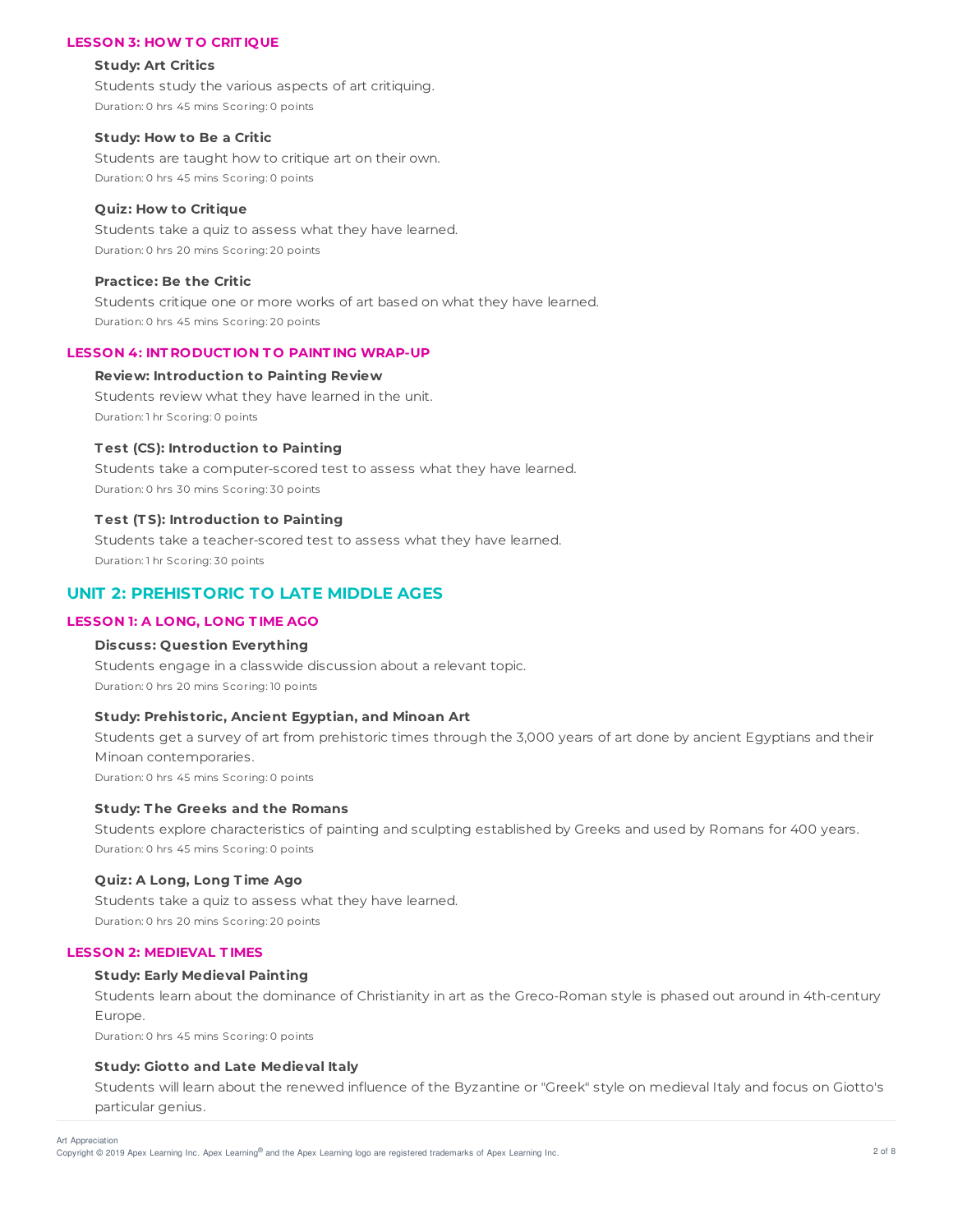### LESSON 3: HOW TO CRITIQUE

**Study: Art Critics**

Students study the various aspects of art critiquing.

Duration: 0 hrs 45 mins Scoring: 0 points

**Study: How to Be a Critic**

Students are taught how to critique art on their own.

Duration: 0 hrs 45 mins Scoring: 0 points

**Quiz: How to Critique**

Students take a quiz to assess what they have learned.

Duration: 0 hrs 20 mins Scoring: 20 points

**Practice: Be the Critic**

Students critique one or more works of art based on what they have learned.

Duration: 0 hrs 45 mins Scoring: 20 points

### LESSON 4: INTRODUCTION TO PAINTING WRAP-UP

**Review: Introduction to Painting Review**

Students review what they have learned in the unit.

Duration: 1 hr Scoring: 0 points

**Test (CS): Introduction to Painting**

Students take a computer-scored test to assess what they have learned.

Duration: 0 hrs 30 mins Scoring: 30 points

**Test (TS): Introduction to Painting**

Students take a teacher-scored test to assess what they have learned.

Duration: 1 hr Scoring: 30 points

## UNIT 2: PREHISTORIC TO LATE MIDDLE AGES

### LESSON 1: A LONG, LONG TIME AGO

**Discuss: Question Everything**

Students engage in a classwide discussion about a relevant topic.

Duration: 0 hrs 20 mins Scoring: 10 points

**Study: Prehistoric, Ancient Egyptian, and Minoan Art**

Students get a survey of art from prehistoric times through the 3,000 years of art done by ancient Egyptians and their Minoan contemporaries.

Duration: 0 hrs 45 mins Scoring: 0 points

**Study: The Greeks and the Romans**

Students explore characteristics of painting and sculpting established by Greeks and used by Romans for 400 years.

Duration: 0 hrs 45 mins Scoring: 0 points

**Quiz: A Long, Long Time Ago**

Students take a quiz to assess what they have learned.

Duration: 0 hrs 20 mins Scoring: 20 points

### LESSON 2: MEDIEVAL TIMES

**Study: Early Medieval Painting**

Students learn about the dominance of Christianity in art as the Greco-Roman style is phased out around in 4th-century Europe.

Duration: 0 hrs 45 mins Scoring: 0 points

**Study: Giotto and Late Medieval Italy**

Students will learn about the renewed influence of the Byzantine or "Greek" style on medieval Italy and focus on Giotto's particular genius.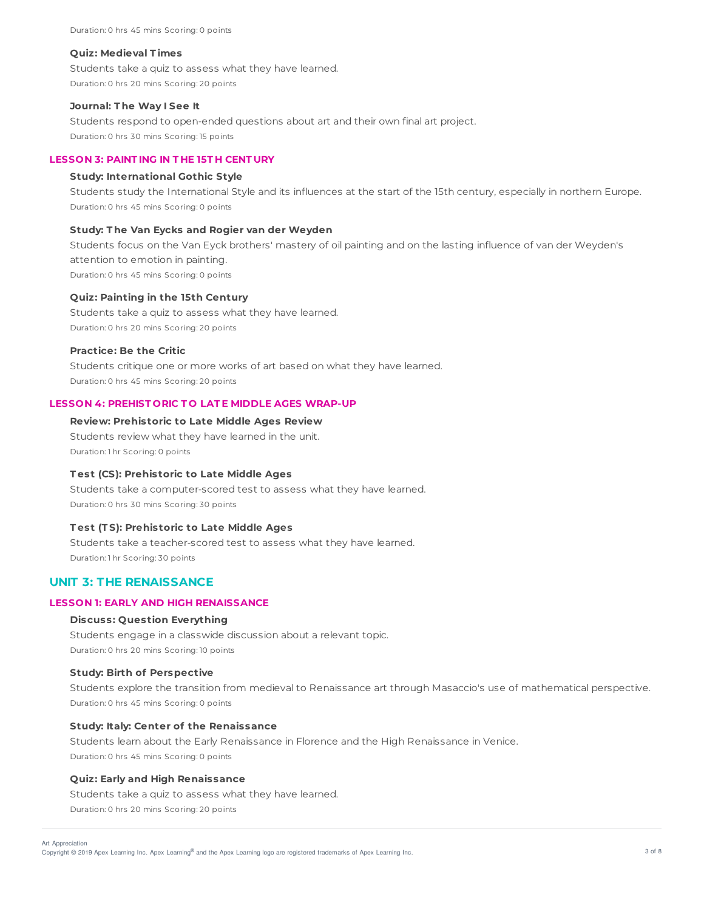Duration: 0 hrs 45 mins Scoring: 0 points

**Quiz: Medieval Times**

Students take a quiz to assess what they have learned.

Duration: 0 hrs 20 mins Scoring: 20 points

**Journal: The Way I See It**

Students respond to open-ended questions about art and their own final art project.

Duration: 0 hrs 30 mins Scoring: 15 points

### LESSON 3: PAINTING IN THE 15TH CENTURY

**Study: International Gothic Style**

Students study the International Style and its influences at the start of the 15th century, especially in northern Europe.

Duration: 0 hrs 45 mins Scoring: 0 points

**Study: The Van Eycks and Rogier van der Weyden**

Students focus on the Van Eyck brothers' mastery of oil painting and on the lasting influence of van der Weyden's attention to emotion in painting.

Duration: 0 hrs 45 mins Scoring: 0 points

**Quiz: Painting in the 15th Century**

Students take a quiz to assess what they have learned.

Duration: 0 hrs 20 mins Scoring: 20 points

**Practice: Be the Critic**

Students critique one or more works of art based on what they have learned.

Duration: 0 hrs 45 mins Scoring: 20 points

### LESSON 4: PREHISTORIC TO LATE MIDDLE AGES WRAP-UP

**Review: Prehistoric to Late Middle Ages Review**

Students review what they have learned in the unit.

Duration: 1 hr Scoring: 0 points

**Test (CS): Prehistoric to Late Middle Ages**

Students take a computer-scored test to assess what they have learned.

Duration: 0 hrs 30 mins Scoring: 30 points

**Test (TS): Prehistoric to Late Middle Ages**

Students take a teacher-scored test to assess what they have learned.

Duration: 1 hr Scoring: 30 points

## UNIT 3: THE RENAISSANCE

### LESSON 1: EARLY AND HIGH RENAISSANCE

**Discuss: Question Everything**

Students engage in a classwide discussion about a relevant topic.

Duration: 0 hrs 20 mins Scoring: 10 points

**Study: Birth of Perspective**

Students explore the transition from medieval to Renaissance art through Masaccio's use of mathematical perspective.

Duration: 0 hrs 45 mins Scoring: 0 points

**Study: Italy: Center of the Renaissance**

Students learn about the Early Renaissance in Florence and the High Renaissance in Venice.

Duration: 0 hrs 45 mins Scoring: 0 points

**Quiz: Early and High Renaissance**

Students take a quiz to assess what they have learned.

Duration: 0 hrs 20 mins Scoring: 20 points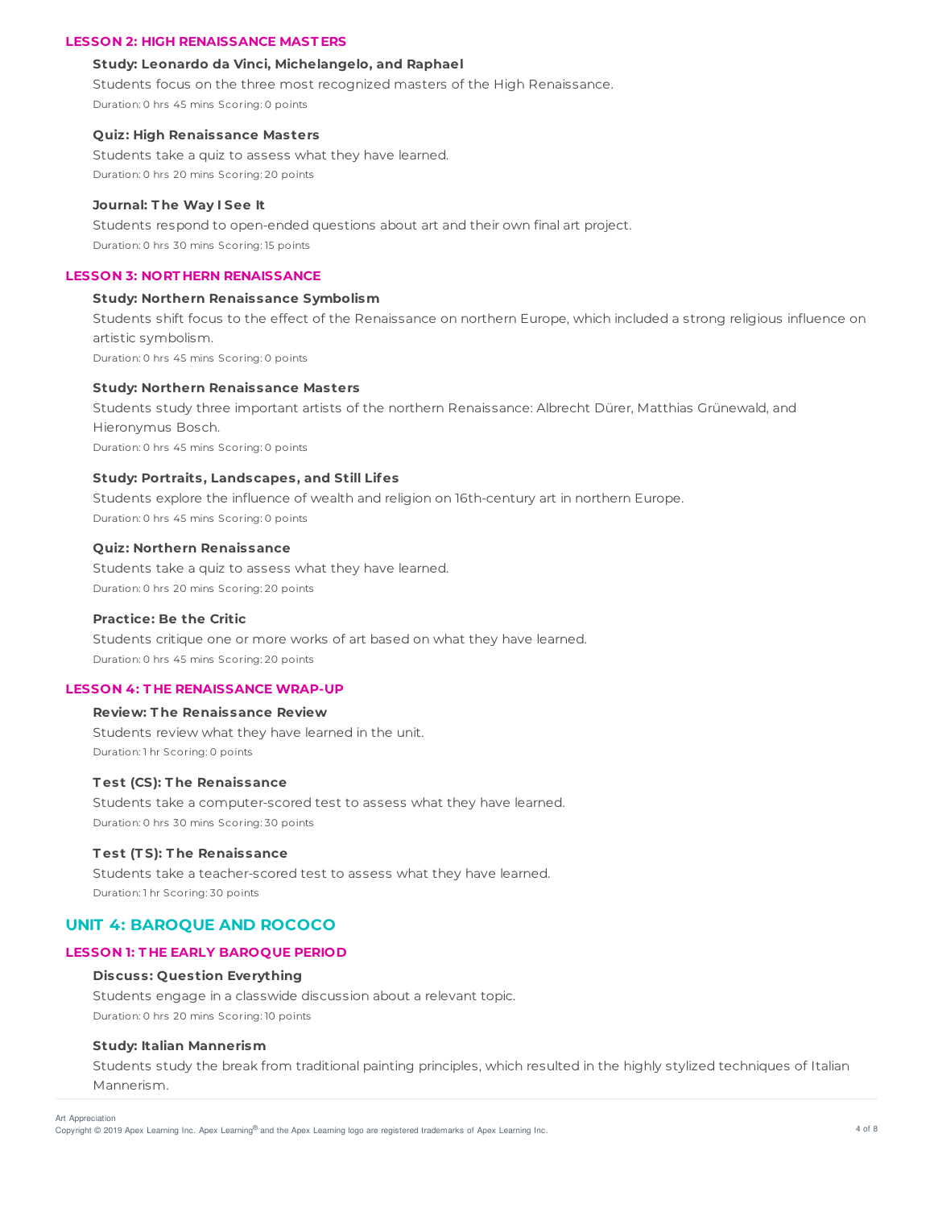### LESSON 2: HIGH RENAISSANCE MASTERS

**Study: Leonardo da Vinci, Michelangelo, and Raphael**

Students focus on the three most recognized masters of the High Renaissance.

Duration: 0 hrs 45 mins Scoring: 0 points

**Quiz: High Renaissance Masters**

Students take a quiz to assess what they have learned.

Duration: 0 hrs 20 mins Scoring: 20 points

**Journal: The Way I See It**

Students respond to open-ended questions about art and their own final art project.

Duration: 0 hrs 30 mins Scoring: 15 points

### LESSON 3: NORTHERN RENAISSANCE

**Study: Northern Renaissance Symbolism**

Students shift focus to the effect of the Renaissance on northern Europe, which included a strong religious influence on artistic symbolism.

Duration: 0 hrs 45 mins Scoring: 0 points

**Study: Northern Renaissance Masters**

Students study three important artists of the northern Renaissance: Albrecht Dürer, Matthias Grünewald, and Hieronymus Bosch.

Duration: 0 hrs 45 mins Scoring: 0 points

**Study: Portraits, Landscapes, and Still Lifes**

Students explore the influence of wealth and religion on 16th-century art in northern Europe.

Duration: 0 hrs 45 mins Scoring: 0 points

**Quiz: Northern Renaissance**

Students take a quiz to assess what they have learned.

Duration: 0 hrs 20 mins Scoring: 20 points

**Practice: Be the Critic**

Students critique one or more works of art based on what they have learned.

Duration: 0 hrs 45 mins Scoring: 20 points

### LESSON 4: THE RENAISSANCE WRAP-UP

**Review: The Renaissance Review**

Students review what they have learned in the unit.

Duration: 1 hr Scoring: 0 points

**Test (CS): The Renaissance**

Students take a computer-scored test to assess what they have learned.

Duration: 0 hrs 30 mins Scoring: 30 points

**Test (TS): The Renaissance**

Students take a teacher-scored test to assess what they have learned.

Duration: 1 hr Scoring: 30 points

## UNIT 4: BAROQUE AND ROCOCO

### LESSON 1: THE EARLY BAROQUE PERIOD

**Discuss: Question Everything**

Students engage in a classwide discussion about a relevant topic.

Duration: 0 hrs 20 mins Scoring: 10 points

**Study: Italian Mannerism**

Students study the break from traditional painting principles, which resulted in the highly stylized techniques of Italian Mannerism.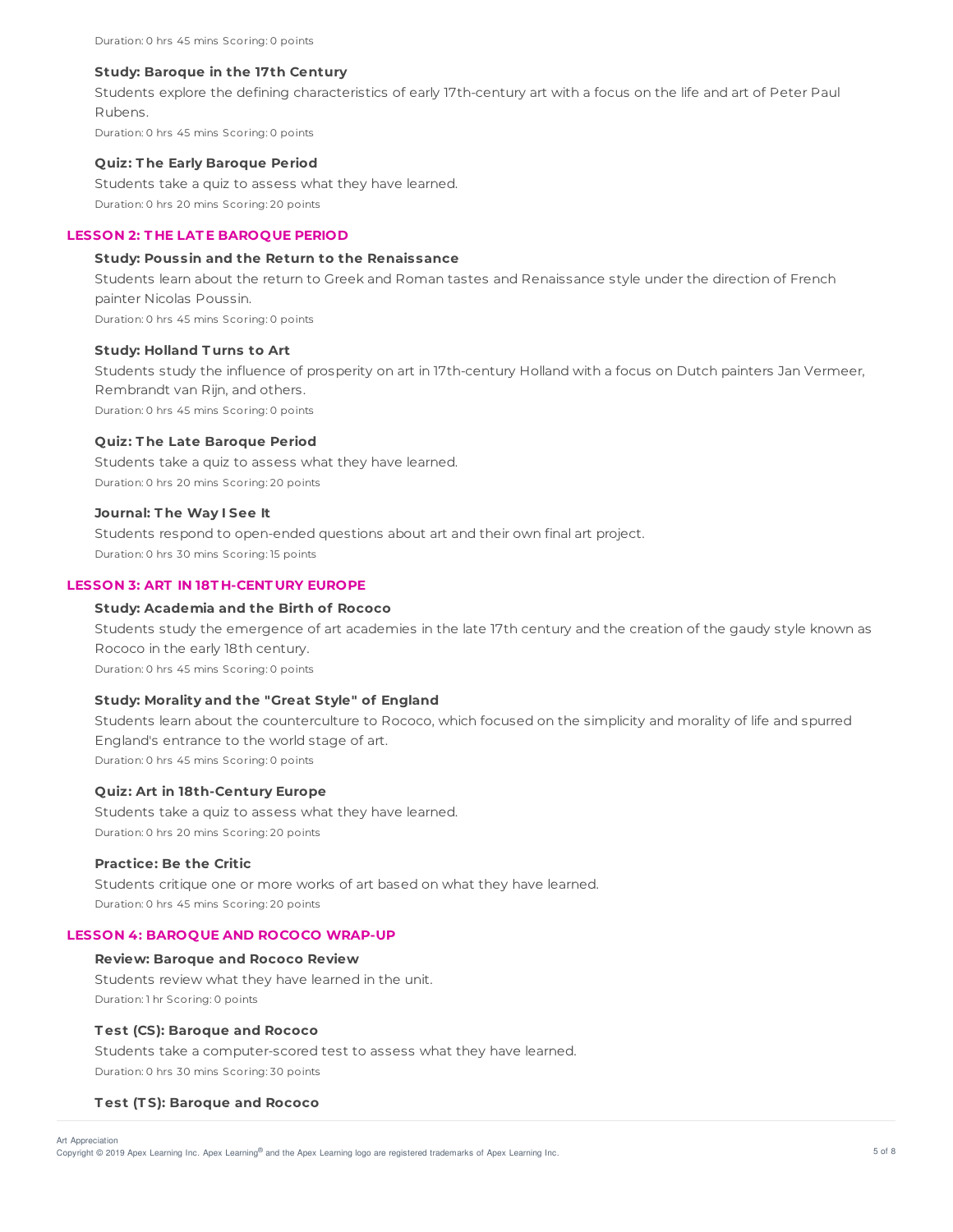Duration: 0 hrs 45 mins Scoring: 0 points

**Study: Baroque in the 17th Century**

Students explore the defining characteristics of early 17th-century art with a focus on the life and art of Peter Paul Rubens.

Duration: 0 hrs 45 mins Scoring: 0 points

**Quiz: The Early Baroque Period**

Students take a quiz to assess what they have learned.

Duration: 0 hrs 20 mins Scoring: 20 points

## LESSON 2: THE LATE BAROQUE PERIOD

**Study: Poussin and the Return to the Renaissance**

Students learn about the return to Greek and Roman tastes and Renaissance style under the direction of French painter Nicolas Poussin.

Duration: 0 hrs 45 mins Scoring: 0 points

**Study: Holland Turns to Art**

Students study the influence of prosperity on art in 17th-century Holland with a focus on Dutch painters Jan Vermeer, Rembrandt van Rijn, and others.

Duration: 0 hrs 45 mins Scoring: 0 points

**Quiz: The Late Baroque Period**

Students take a quiz to assess what they have learned.

Duration: 0 hrs 20 mins Scoring: 20 points

**Journal: The Way I See It**

Students respond to open-ended questions about art and their own final art project.

Duration: 0 hrs 30 mins Scoring: 15 points

## LESSON 3: ART IN 18TH-CENTURY EUROPE

**Study: Academia and the Birth of Rococo**

Students study the emergence of art academies in the late 17th century and the creation of the gaudy style known as Rococo in the early 18th century.

Duration: 0 hrs 45 mins Scoring: 0 points

**Study: Morality and the "Great Style" of England**

Students learn about the counterculture to Rococo, which focused on the simplicity and morality of life and spurred England's entrance to the world stage of art.

Duration: 0 hrs 45 mins Scoring: 0 points

**Quiz: Art in 18th-Century Europe**

Students take a quiz to assess what they have learned.

Duration: 0 hrs 20 mins Scoring: 20 points

**Practice: Be the Critic**

Students critique one or more works of art based on what they have learned.

Duration: 0 hrs 45 mins Scoring: 20 points

## LESSON 4: BAROQUE AND ROCOCO WRAP-UP

**Review: Baroque and Rococo Review**

Students review what they have learned in the unit.

Duration: 1 hr Scoring: 0 points

**Test (CS): Baroque and Rococo**

Students take a computer-scored test to assess what they have learned.

Duration: 0 hrs 30 mins Scoring: 30 points

**Test (TS): Baroque and Rococo**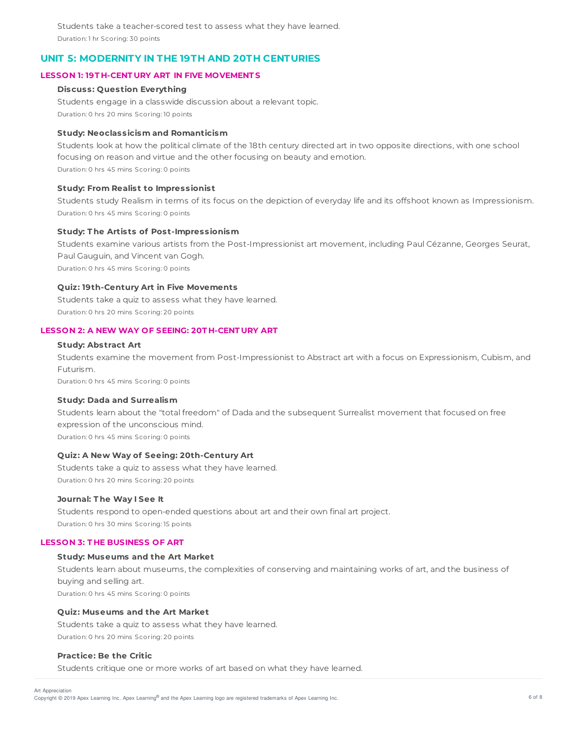Students take a teacher-scored test to assess what they have learned.

Duration: 1 hr Scoring: 30 points

## UNIT 5: MODERNITY IN THE 19TH AND 20TH CENTURIES

### LESSON 1: 19TH-CENTURY ART IN FIVE MOVEMENTS

**Discuss: Question Everything**

Students engage in a classwide discussion about a relevant topic.

Duration: 0 hrs 20 mins Scoring: 10 points

**Study: Neoclassicism and Romanticism**

Students look at how the political climate of the 18th century directed art in two opposite directions, with one school focusing on reason and virtue and the other focusing on beauty and emotion.

Duration: 0 hrs 45 mins Scoring: 0 points

**Study: From Realist to Impressionist**

Students study Realism in terms of its focus on the depiction of everyday life and its offshoot known as Impressionism.

Duration: 0 hrs 45 mins Scoring: 0 points

**Study: The Artists of Post-Impressionism**

Students examine various artists from the Post-Impressionist art movement, including Paul Cézanne, Georges Seurat, Paul Gauguin, and Vincent van Gogh.

Duration: 0 hrs 45 mins Scoring: 0 points

**Quiz: 19th-Century Art in Five Movements**

Students take a quiz to assess what they have learned.

Duration: 0 hrs 20 mins Scoring: 20 points

### LESSON 2: A NEW WAY OF SEEING: 20TH-CENTURY ART

**Study: Abstract Art**

Students examine the movement from Post-Impressionist to Abstract art with a focus on Expressionism, Cubism, and Futurism.

Duration: 0 hrs 45 mins Scoring: 0 points

**Study: Dada and Surrealism**

Students learn about the "total freedom" of Dada and the subsequent Surrealist movement that focused on free expression of the unconscious mind.

Duration: 0 hrs 45 mins Scoring: 0 points

**Quiz: A New Way of Seeing: 20th-Century Art**

Students take a quiz to assess what they have learned.

Duration: 0 hrs 20 mins Scoring: 20 points

**Journal: The Way I See It**

Students respond to open-ended questions about art and their own final art project.

Duration: 0 hrs 30 mins Scoring: 15 points

### LESSON 3: THE BUSINESS OF ART

**Study: Museums and the Art Market**

Students learn about museums, the complexities of conserving and maintaining works of art, and the business of buying and selling art.

Duration: 0 hrs 45 mins Scoring: 0 points

**Quiz: Museums and the Art Market**

Students take a quiz to assess what they have learned.

Duration: 0 hrs 20 mins Scoring: 20 points

**Practice: Be the Critic**

Students critique one or more works of art based on what they have learned.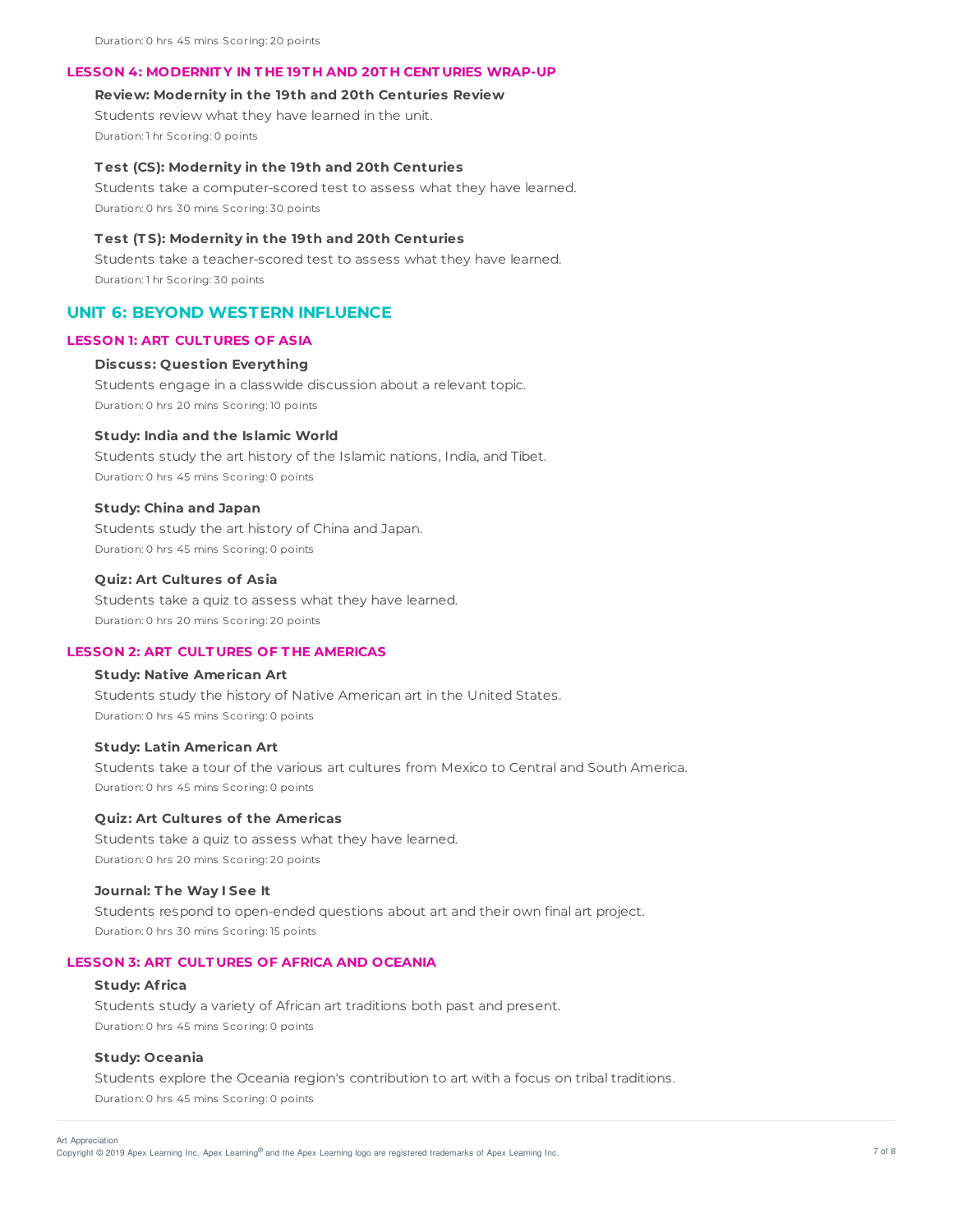Duration: 0 hrs 45 mins Scoring: 20 points

### LESSON 4: MODERNITY IN THE 19TH AND 20TH CENTURIES WRAP-UP

**Review: Modernity in the 19th and 20th Centuries Review**

Students review what they have learned in the unit.

Duration: 1 hr Scoring: 0 points

**Test (CS): Modernity in the 19th and 20th Centuries**

Students take a computer-scored test to assess what they have learned.

Duration: 0 hrs 30 mins Scoring: 30 points

**Test (TS): Modernity in the 19th and 20th Centuries**

Students take a teacher-scored test to assess what they have learned.

Duration: 1 hr Scoring: 30 points

## UNIT 6: BEYOND WESTERN INFLUENCE

### LESSON 1: ART CULTURES OF ASIA

**Discuss: Question Everything**

Students engage in a classwide discussion about a relevant topic.

Duration: 0 hrs 20 mins Scoring: 10 points

**Study: India and the Islamic World**

Students study the art history of the Islamic nations, India, and Tibet.

Duration: 0 hrs 45 mins Scoring: 0 points

**Study: China and Japan**

Students study the art history of China and Japan.

Duration: 0 hrs 45 mins Scoring: 0 points

**Quiz: Art Cultures of Asia**

Students take a quiz to assess what they have learned.

Duration: 0 hrs 20 mins Scoring: 20 points

### LESSON 2: ART CULTURES OF THE AMERICAS

**Study: Native American Art**

Students study the history of Native American art in the United States.

Duration: 0 hrs 45 mins Scoring: 0 points

**Study: Latin American Art**

Students take a tour of the various art cultures from Mexico to Central and South America.

Duration: 0 hrs 45 mins Scoring: 0 points

**Quiz: Art Cultures of the Americas**

Students take a quiz to assess what they have learned.

Duration: 0 hrs 20 mins Scoring: 20 points

**Journal: The Way I See It**

Students respond to open-ended questions about art and their own final art project.

Duration: 0 hrs 30 mins Scoring: 15 points

### LESSON 3: ART CULTURES OF AFRICA AND OCEANIA

**Study: Africa**

Students study a variety of African art traditions both past and present.

Duration: 0 hrs 45 mins Scoring: 0 points

**Study: Oceania**

Students explore the Oceania region's contribution to art with a focus on tribal traditions.

Duration: 0 hrs 45 mins Scoring: 0 points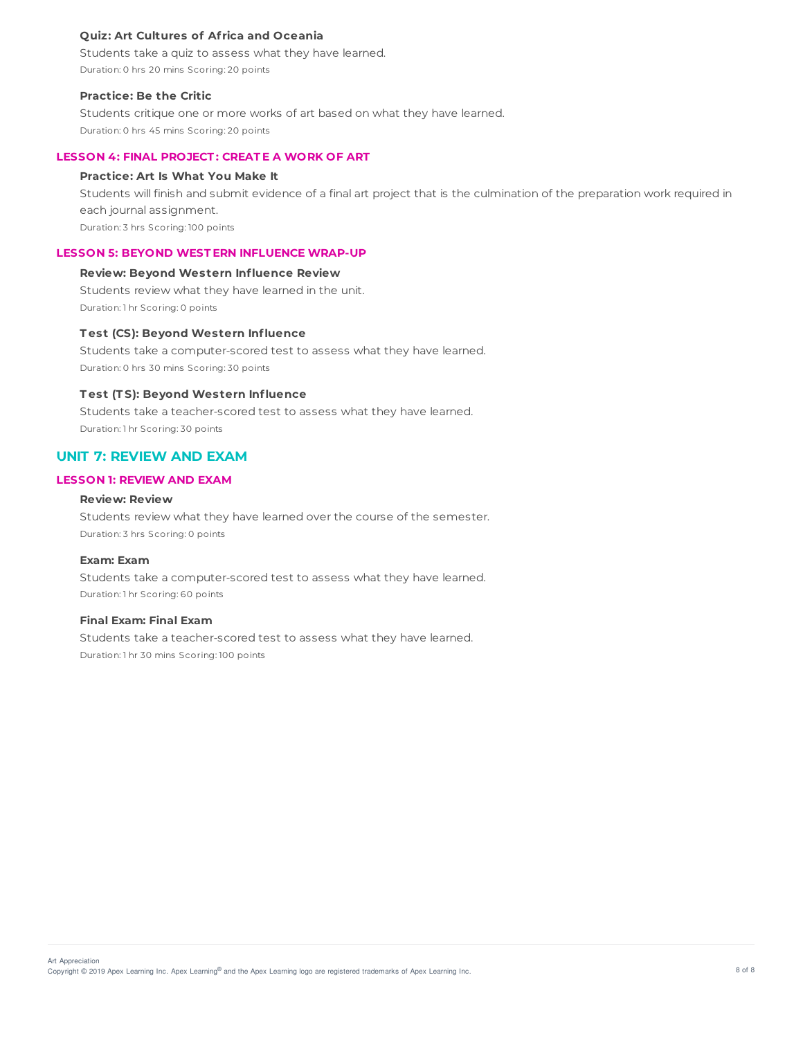**Quiz: Art Cultures of Africa and Oceania**

Students take a quiz to assess what they have learned.

Duration: 0 hrs 20 mins Scoring: 20 points

**Practice: Be the Critic**

Students critique one or more works of art based on what they have learned.

Duration: 0 hrs 45 mins Scoring: 20 points

### LESSON 4: FINAL PROJECT: CREATE A WORK OF ART

**Practice: Art Is What You Make It**

Students will finish and submit evidence of a final art project that is the culmination of the preparation work required in each journal assignment.

Duration: 3 hrs Scoring: 100 points

### LESSON 5: BEYOND WESTERN INFLUENCE WRAP-UP

**Review: Beyond Western Influence Review**

Students review what they have learned in the unit.

Duration: 1 hr Scoring: 0 points

**Test (CS): Beyond Western Influence**

Students take a computer-scored test to assess what they have learned.

Duration: 0 hrs 30 mins Scoring: 30 points

**Test (TS): Beyond Western Influence**

Students take a teacher-scored test to assess what they have learned.

Duration: 1 hr Scoring: 30 points

## UNIT 7: REVIEW AND EXAM

### LESSON 1: REVIEW AND EXAM

**Review: Review**

Students review what they have learned over the course of the semester.

Duration: 3 hrs Scoring: 0 points

**Exam: Exam**

Students take a computer-scored test to assess what they have learned.

Duration: 1 hr Scoring: 60 points

**Final Exam: Final Exam**

Students take a teacher-scored test to assess what they have learned.

Duration: 1 hr 30 mins Scoring: 100 points